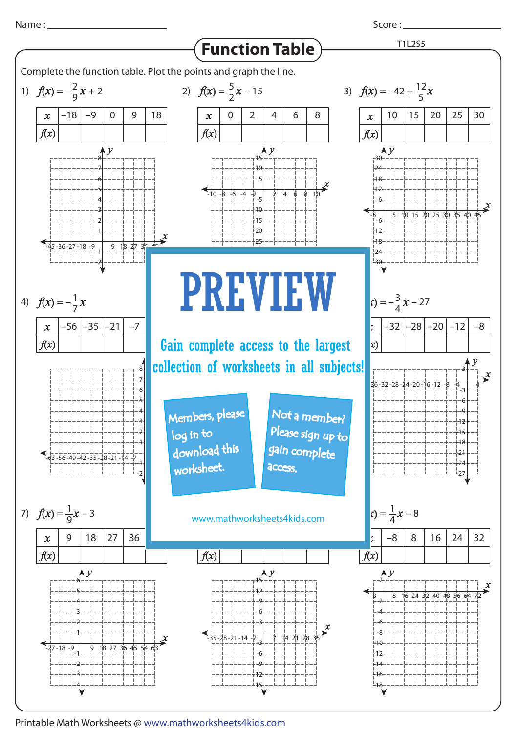Name : ____________________ Score : ____________________

# Function Table

T1L2S5

Complete the function table. Plot the points and graph the line.

1) $f(x) = -\frac{2}{9}x + 2$

| $x$ | –18 | –9 | 0 | 9 | 18 |
|---|---|---|---|---|---|
| $f(x)$ | | | | | |

2) $f(x) = \frac{5}{2}x - 15$

| $x$ | 0 | 2 | 4 | 6 | 8 |
|---|---|---|---|---|---|
| $f(x)$ | | | | | |

3) $f(x) = -42 + \frac{12}{5}x$

| $x$ | 10 | 15 | 20 | 25 | 30 |
|---|---|---|---|---|---|
| $f(x)$ | | | | | |

4) $f(x) = -\frac{1}{7}x$

| $x$ | –56 | –35 | –21 | –7 | |
|---|---|---|---|---|---|
| $f(x)$ | | | | | |

6) $f(x) = -\frac{3}{4}x - 27$

| $x$ | –32 | –28 | –20 | –12 | –8 |
|---|---|---|---|---|---|
| $f(x)$ | | | | | |

7) $f(x) = \frac{1}{9}x - 3$

| $x$ | 9 | 18 | 27 | 36 | |
|---|---|---|---|---|---|
| $f(x)$ | | | | | |

8)

| $x$ | | | | | |
|---|---|---|---|---|---|
| $f(x)$ | | | | | |

9) $f(x) = \frac{1}{4}x - 8$

| $x$ | –8 | 8 | 16 | 24 | 32 |
|---|---|---|---|---|---|
| $f(x)$ | | | | | |

PREVIEW

Gain complete access to the largest collection of worksheets in all subjects!

Members, please log in to download this worksheet.

Not a member? Please sign up to gain complete access.

www.mathworksheets4kids.com

Printable Math Worksheets @ www.mathworksheets4kids.com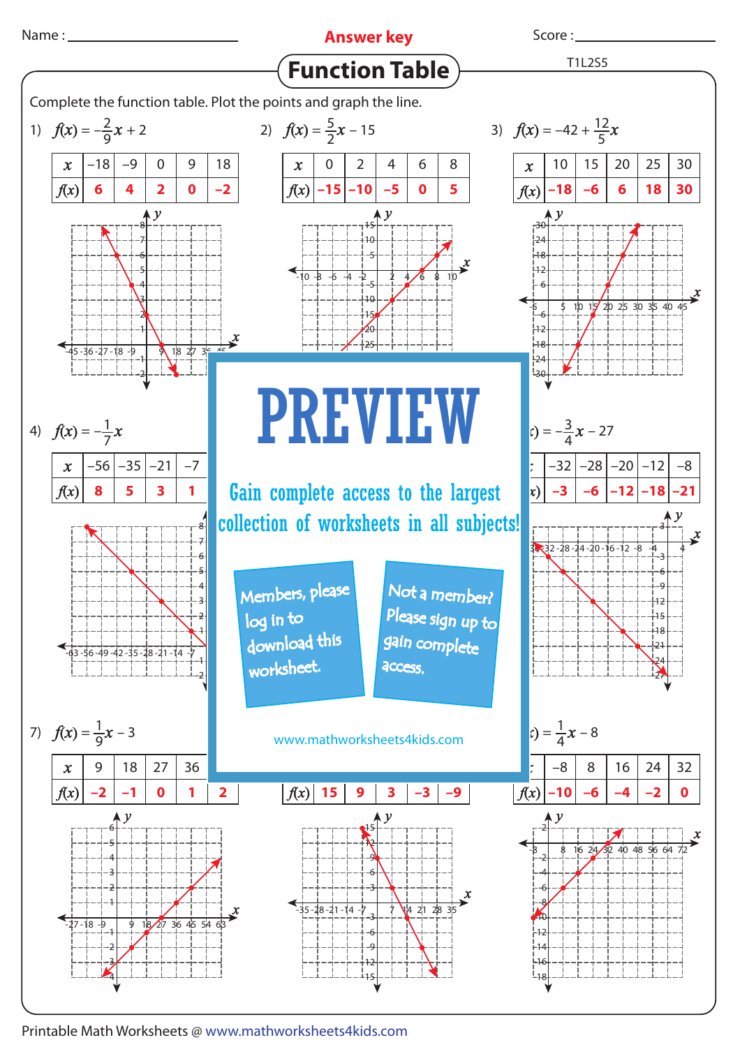Name : ______________________ **Answer key** Score : ______________________

T1L2S5

# Function Table

Complete the function table. Plot the points and graph the line.

1) $f(x) = -\frac{2}{9}x + 2$

| $x$ | −18 | −9 | 0 | 9 | 18 |
|---|---|---|---|---|---|
| $f(x)$ | **6** | **4** | **2** | **0** | **−2** |

y
8
7
6
5
4
3
2
1
x
-45 -36 -27 -18 -9 9 18 27 36 45
-1
-2

2) $f(x) = \frac{5}{2}x - 15$

| $x$ | 0 | 2 | 4 | 6 | 8 |
|---|---|---|---|---|---|
| $f(x)$ | **−15** | **−10** | **−5** | **0** | **5** |

y
15
10
5
x
-10 -8 -6 -4 -2 2 4 6 8 10
-5
-10
-15
-20
-25

3) $f(x) = -42 + \frac{12}{5}x$

| $x$ | 10 | 15 | 20 | 25 | 30 |
|---|---|---|---|---|---|
| $f(x)$ | **−18** | **−6** | **6** | **18** | **30** |

y
30
24
18
12
6
x
-5 5 10 15 20 25 30 35 40 45
-6
-12
-18
-24
-30

4) $f(x) = -\frac{1}{7}x$

| $x$ | −56 | −35 | −21 | −7 |
|---|---|---|---|---|
| $f(x)$ | **8** | **5** | **3** | **1** |

8
7
6
5
4
3
2
1
-63 -56 -49 -42 -35 -28 -21 -14 -7
-1
-2

PREVIEW

Gain complete access to the largest collection of worksheets in all subjects!

Members, please log in to download this worksheet.

Not a member? Please sign up to gain complete access.

www.mathworksheets4kids.com

$f(x) = -\frac{3}{4}x - 27$

| $x$ | −32 | −28 | −20 | −12 | −8 |
|---|---|---|---|---|---|
| $f(x)$ | **−3** | **−6** | **−12** | **−18** | **−21** |

y
3
x
-36 -32 -28 -24 -20 -16 -12 -8 -4 4
-3
-6
-9
-12
-15
-18
-21
-24
-27

7) $f(x) = \frac{1}{9}x - 3$

| $x$ | 9 | 18 | 27 | 36 |
|---|---|---|---|---|
| $f(x)$ | **−2** | **−1** | **0** | **1** | **2** |

y
6
5
4
3
2
1
x
-27 -18 -9 9 18 27 36 45 54 63
-1
-2
-3
-4

| $f(x)$ | **15** | **9** | **3** | **−3** | **−9** |
|---|---|---|---|---|---|

y
15
12
9
6
3
x
-35 -28 -21 -14 -7 7 14 21 28 35
-3
-6
-9
-12
-15

$f(x) = \frac{1}{4}x - 8$

| $x$ | −8 | 8 | 16 | 24 | 32 |
|---|---|---|---|---|---|
| $f(x)$ | **−10** | **−6** | **−4** | **−2** | **0** |

y
2
x
-8 8 16 24 32 40 48 56 64 72
-2
-4
-6
-8
-10
-12
-14
-16
-18

Printable Math Worksheets @ www.mathworksheets4kids.com